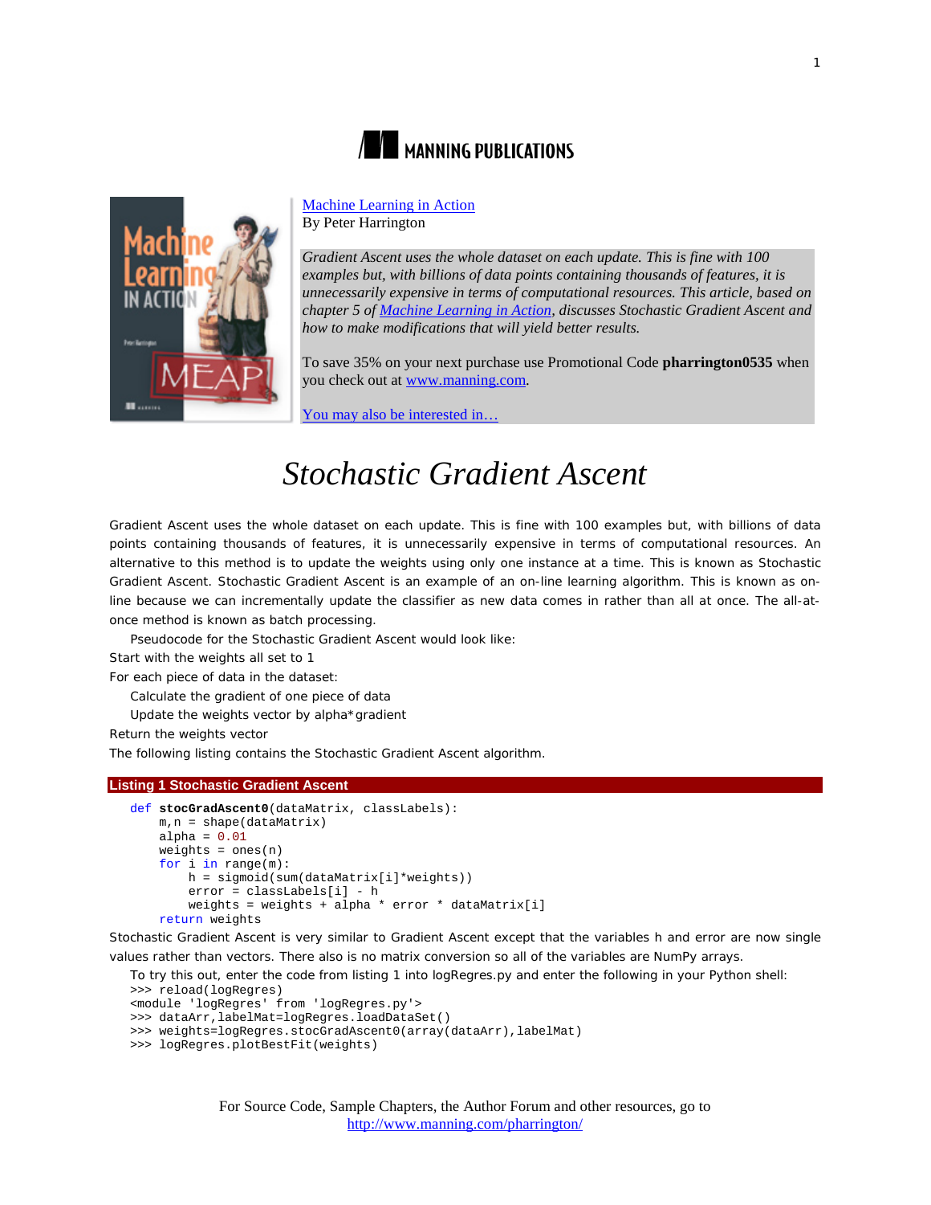MANNING PUBLICATIONS

Machine Learning in Action
By Peter Harrington

*Gradient Ascent uses the whole dataset on each update. This is fine with 100 examples but, with billions of data points containing thousands of features, it is unnecessarily expensive in terms of computational resources. This article, based on chapter 5 of Machine Learning in Action, discusses Stochastic Gradient Ascent and how to make modifications that will yield better results.*

To save 35% on your next purchase use Promotional Code **pharrington0535** when you check out at www.manning.com.

You may also be interested in…

# *Stochastic Gradient Ascent*

Gradient Ascent uses the whole dataset on each update. This is fine with 100 examples but, with billions of data points containing thousands of features, it is unnecessarily expensive in terms of computational resources. An alternative to this method is to update the weights using only one instance at a time. This is known as Stochastic Gradient Ascent. Stochastic Gradient Ascent is an example of an on-line learning algorithm. This is known as on-line because we can incrementally update the classifier as new data comes in rather than all at once. The all-at-once method is known as batch processing.

Pseudocode for the Stochastic Gradient Ascent would look like:

Start with the weights all set to 1

For each piece of data in the dataset:

  Calculate the gradient of one piece of data

  Update the weights vector by alpha*gradient

Return the weights vector

The following listing contains the Stochastic Gradient Ascent algorithm.

**Listing 1 Stochastic Gradient Ascent**

```
def stocGradAscent0(dataMatrix, classLabels):
    m,n = shape(dataMatrix)
    alpha = 0.01
    weights = ones(n)
    for i in range(m):
        h = sigmoid(sum(dataMatrix[i]*weights))
        error = classLabels[i] - h
        weights = weights + alpha * error * dataMatrix[i]
    return weights
```

Stochastic Gradient Ascent is very similar to Gradient Ascent except that the variables h and error are now single values rather than vectors. There also is no matrix conversion so all of the variables are NumPy arrays.

To try this out, enter the code from listing 1 into logRegres.py and enter the following in your Python shell:

```
>>> reload(logRegres)
<module 'logRegres' from 'logRegres.py'>
>>> dataArr,labelMat=logRegres.loadDataSet()
>>> weights=logRegres.stocGradAscent0(array(dataArr),labelMat)
>>> logRegres.plotBestFit(weights)
```

For Source Code, Sample Chapters, the Author Forum and other resources, go to
http://www.manning.com/pharrington/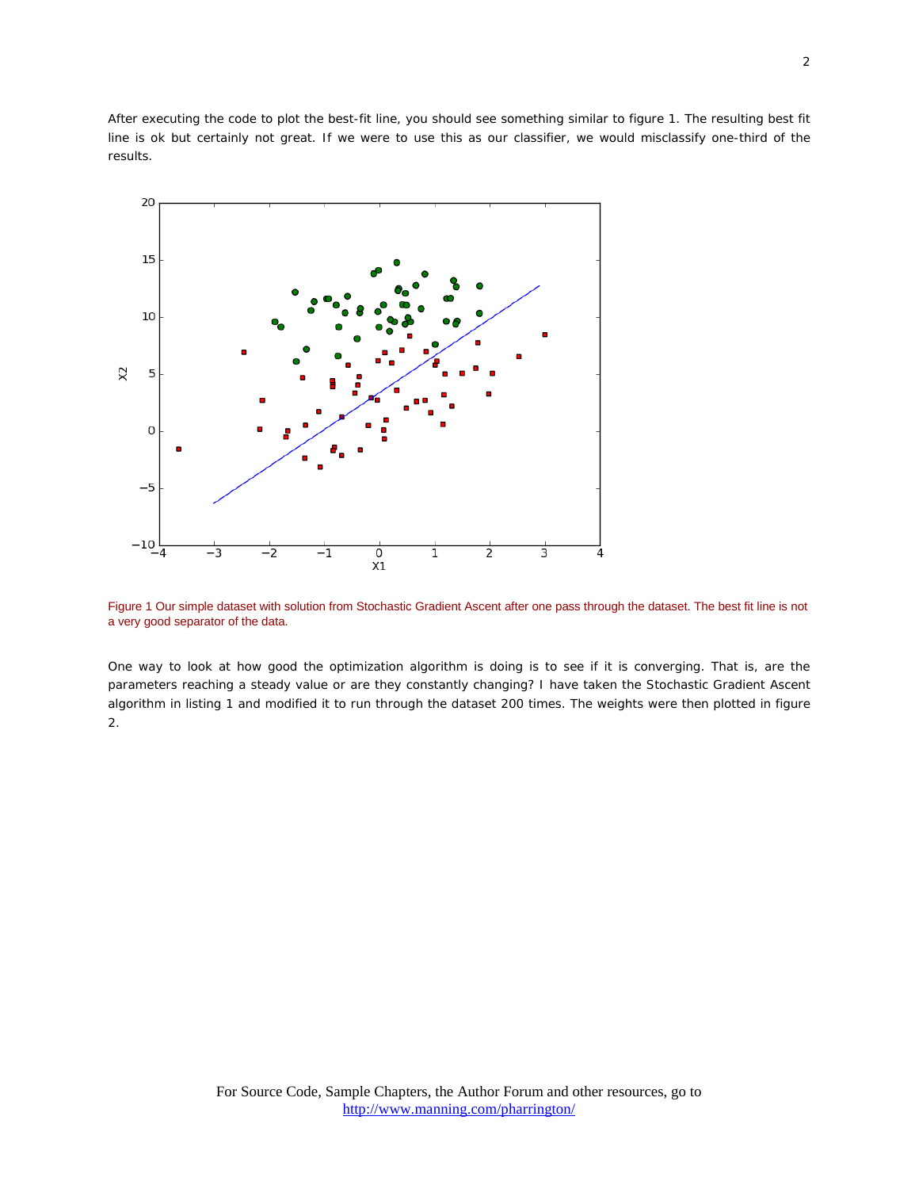After executing the code to plot the best-fit line, you should see something similar to figure 1. The resulting best fit line is ok but certainly not great. If we were to use this as our classifier, we would misclassify one-third of the results.

Figure 1 Our simple dataset with solution from Stochastic Gradient Ascent after one pass through the dataset. The best fit line is not a very good separator of the data.

One way to look at how good the optimization algorithm is doing is to see if it is converging. That is, are the parameters reaching a steady value or are they constantly changing? I have taken the Stochastic Gradient Ascent algorithm in listing 1 and modified it to run through the dataset 200 times. The weights were then plotted in figure 2.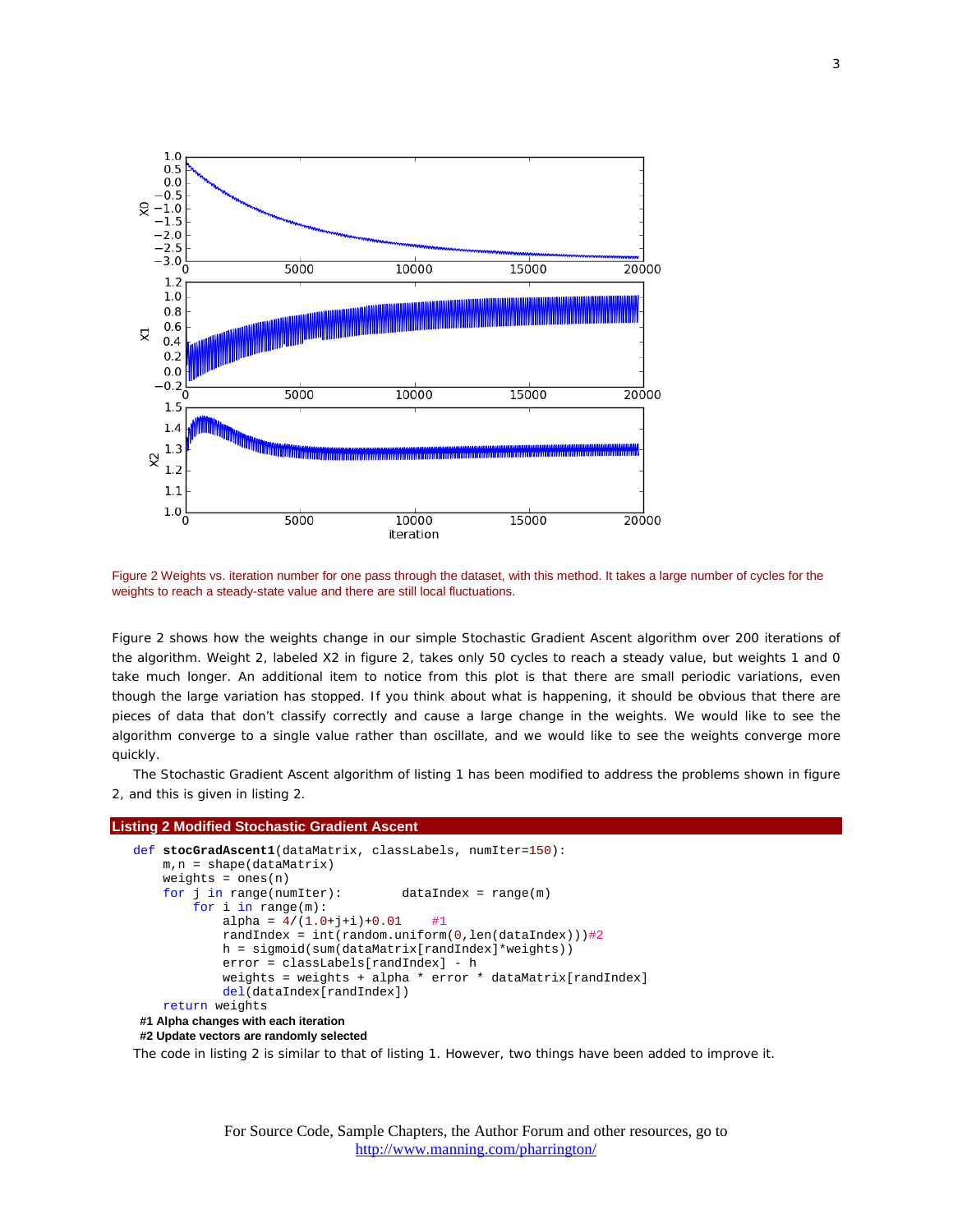Figure 2 Weights vs. iteration number for one pass through the dataset, with this method. It takes a large number of cycles for the weights to reach a steady-state value and there are still local fluctuations.

Figure 2 shows how the weights change in our simple Stochastic Gradient Ascent algorithm over 200 iterations of the algorithm. Weight 2, labeled X2 in figure 2, takes only 50 cycles to reach a steady value, but weights 1 and 0 take much longer. An additional item to notice from this plot is that there are small periodic variations, even though the large variation has stopped. If you think about what is happening, it should be obvious that there are pieces of data that don't classify correctly and cause a large change in the weights. We would like to see the algorithm converge to a single value rather than oscillate, and we would like to see the weights converge more quickly.

The Stochastic Gradient Ascent algorithm of listing 1 has been modified to address the problems shown in figure 2, and this is given in listing 2.

**Listing 2 Modified Stochastic Gradient Ascent**

```
def stocGradAscent1(dataMatrix, classLabels, numIter=150):
    m,n = shape(dataMatrix)
    weights = ones(n)
    for j in range(numIter):        dataIndex = range(m)
        for i in range(m):
            alpha = 4/(1.0+j+i)+0.01    #1
            randIndex = int(random.uniform(0,len(dataIndex)))#2
            h = sigmoid(sum(dataMatrix[randIndex]*weights))
            error = classLabels[randIndex] - h
            weights = weights + alpha * error * dataMatrix[randIndex]
            del(dataIndex[randIndex])
    return weights
```

**#1 Alpha changes with each iteration**
**#2 Update vectors are randomly selected**

The code in listing 2 is similar to that of listing 1. However, two things have been added to improve it.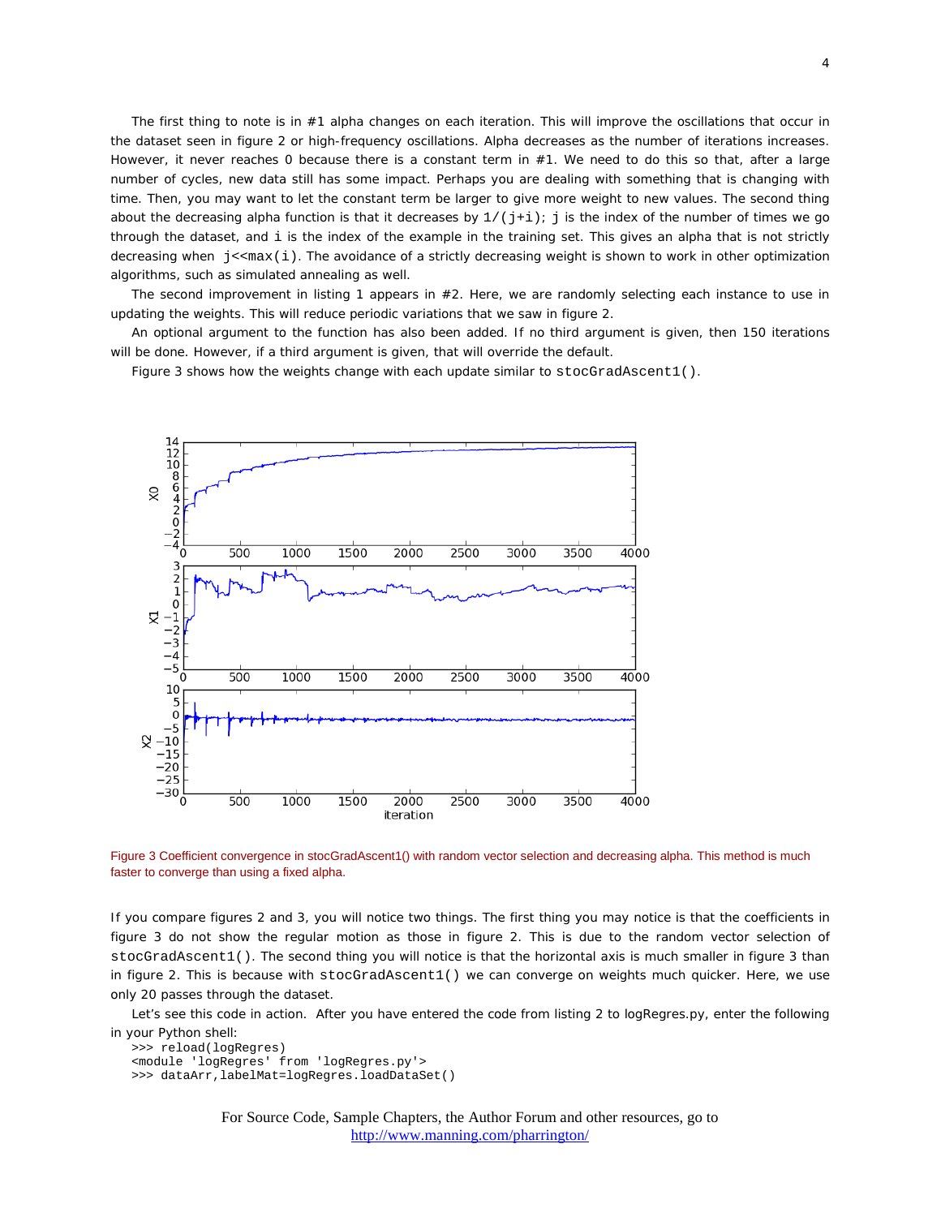The first thing to note is in #1 alpha changes on each iteration. This will improve the oscillations that occur in the dataset seen in figure 2 or high-frequency oscillations. Alpha decreases as the number of iterations increases. However, it never reaches 0 because there is a constant term in #1. We need to do this so that, after a large number of cycles, new data still has some impact. Perhaps you are dealing with something that is changing with time. Then, you may want to let the constant term be larger to give more weight to new values. The second thing about the decreasing alpha function is that it decreases by `1/(j+i)`; `j` is the index of the number of times we go through the dataset, and `i` is the index of the example in the training set. This gives an alpha that is not strictly decreasing when `j<<max(i)`. The avoidance of a strictly decreasing weight is shown to work in other optimization algorithms, such as simulated annealing as well.

The second improvement in listing 1 appears in #2. Here, we are randomly selecting each instance to use in updating the weights. This will reduce periodic variations that we saw in figure 2.

An optional argument to the function has also been added. If no third argument is given, then 150 iterations will be done. However, if a third argument is given, that will override the default.

Figure 3 shows how the weights change with each update similar to `stocGradAscent1()`.

Figure 3 Coefficient convergence in stocGradAscent1() with random vector selection and decreasing alpha. This method is much faster to converge than using a fixed alpha.

If you compare figures 2 and 3, you will notice two things. The first thing you may notice is that the coefficients in figure 3 do not show the regular motion as those in figure 2. This is due to the random vector selection of `stocGradAscent1()`. The second thing you will notice is that the horizontal axis is much smaller in figure 3 than in figure 2. This is because with `stocGradAscent1()` we can converge on weights much quicker. Here, we use only 20 passes through the dataset.

Let's see this code in action. After you have entered the code from listing 2 to logRegres.py, enter the following in your Python shell:

```
>>> reload(logRegres)
<module 'logRegres' from 'logRegres.py'>
>>> dataArr,labelMat=logRegres.loadDataSet()
```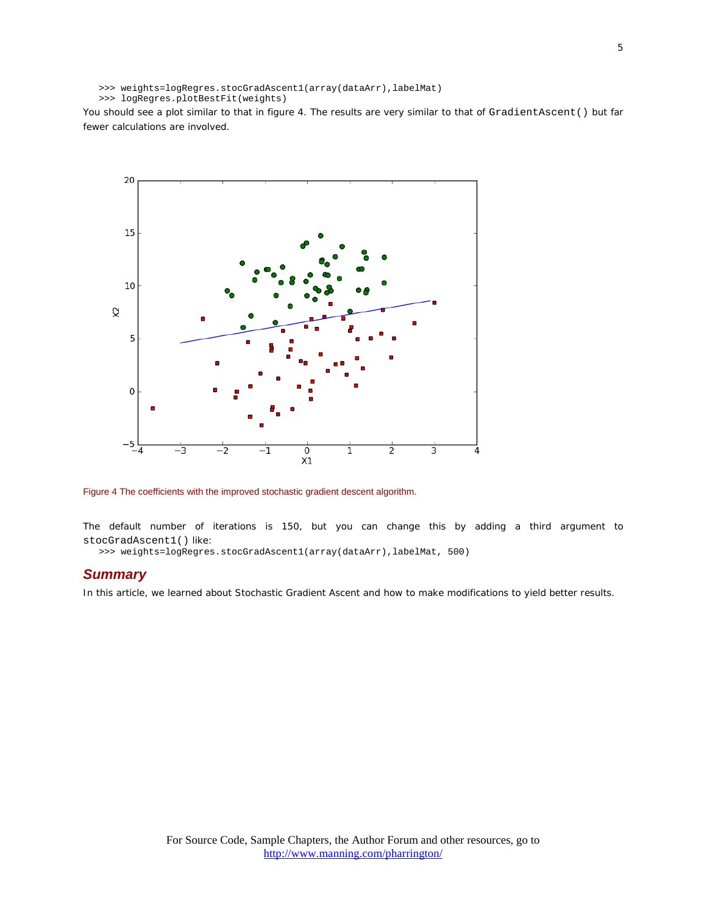```
>>> weights=logRegres.stocGradAscent1(array(dataArr),labelMat)
>>> logRegres.plotBestFit(weights)
```

You should see a plot similar to that in figure 4. The results are very similar to that of `GradientAscent()` but far fewer calculations are involved.

Figure 4 The coefficients with the improved stochastic gradient descent algorithm.

The default number of iterations is 150, but you can change this by adding a third argument to `stocGradAscent1()` like:

```
>>> weights=logRegres.stocGradAscent1(array(dataArr),labelMat, 500)
```

## *Summary*

In this article, we learned about Stochastic Gradient Ascent and how to make modifications to yield better results.

For Source Code, Sample Chapters, the Author Forum and other resources, go to http://www.manning.com/pharrington/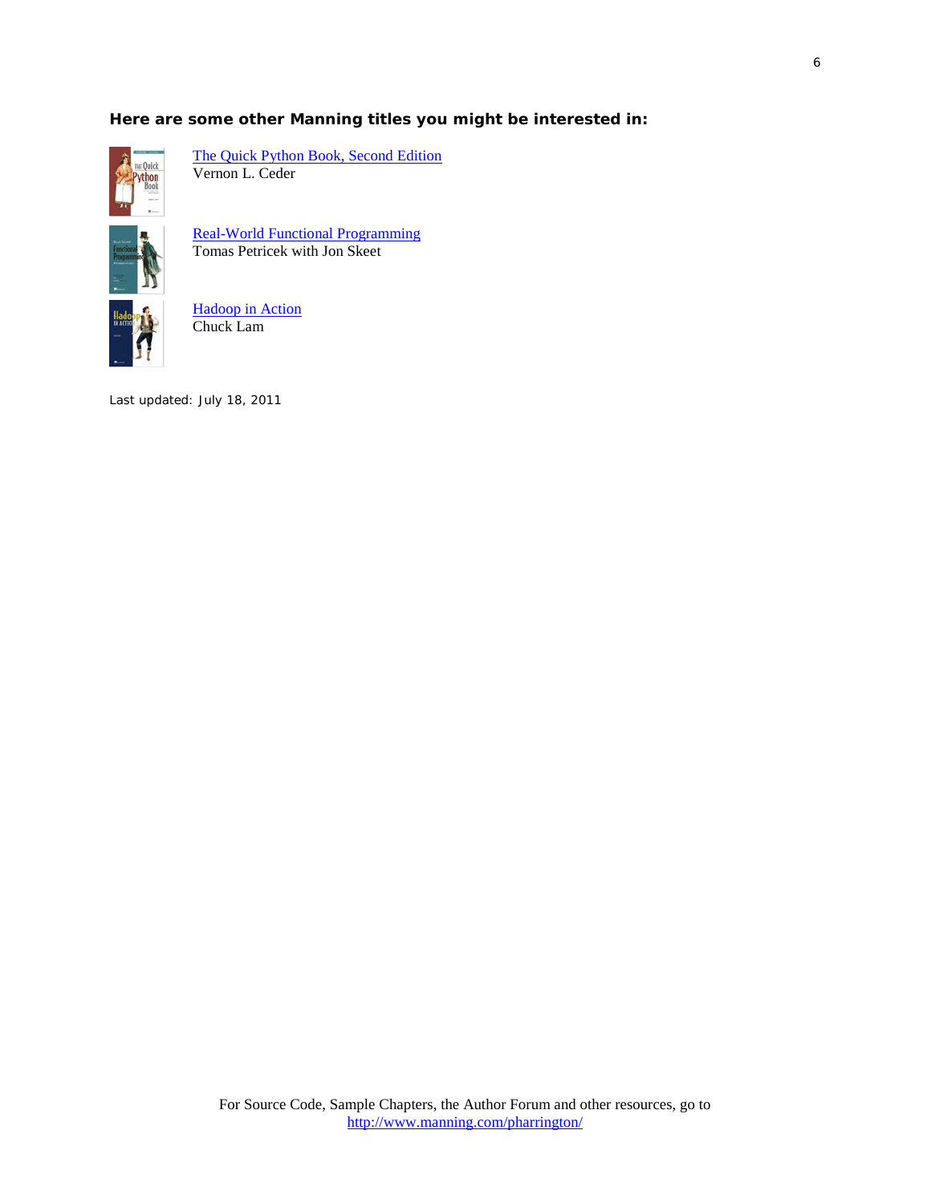**Here are some other Manning titles you might be interested in:**

[The Quick Python Book, Second Edition](http://www.manning.com/)
Vernon L. Ceder

[Real-World Functional Programming](http://www.manning.com/)
Tomas Petricek with Jon Skeet

[Hadoop in Action](http://www.manning.com/)
Chuck Lam

Last updated: July 18, 2011

For Source Code, Sample Chapters, the Author Forum and other resources, go to
http://www.manning.com/pharrington/